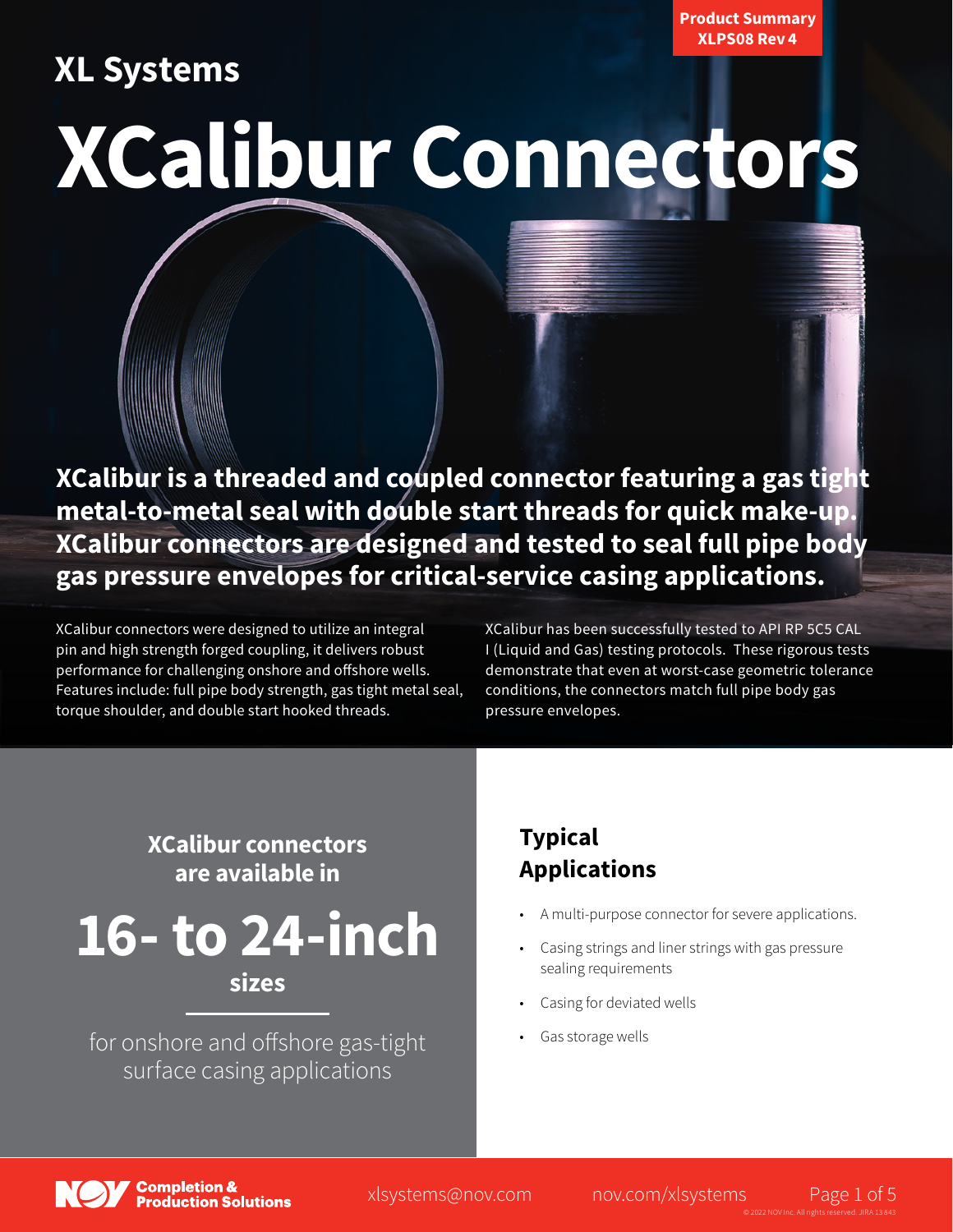Product Summary
XLPS08 Rev 4

## XL Systems

# XCalibur Connectors

**XCalibur is a threaded and coupled connector featuring a gas tight metal-to-metal seal with double start threads for quick make-up. XCalibur connectors are designed and tested to seal full pipe body gas pressure envelopes for critical-service casing applications.**

XCalibur connectors were designed to utilize an integral pin and high strength forged coupling, it delivers robust performance for challenging onshore and offshore wells. Features include: full pipe body strength, gas tight metal seal, torque shoulder, and double start hooked threads.

XCalibur has been successfully tested to API RP 5C5 CAL I (Liquid and Gas) testing protocols. These rigorous tests demonstrate that even at worst-case geometric tolerance conditions, the connectors match full pipe body gas pressure envelopes.

**XCalibur connectors are available in**

# 16- to 24-inch

**sizes**

for onshore and offshore gas-tight surface casing applications

## Typical Applications

- A multi-purpose connector for severe applications.
- Casing strings and liner strings with gas pressure sealing requirements
- Casing for deviated wells
- Gas storage wells

NOV Completion & Production Solutions

xlsystems@nov.com    nov.com/xlsystems

© 2022 NOV Inc. All rights reserved. JIRA 13843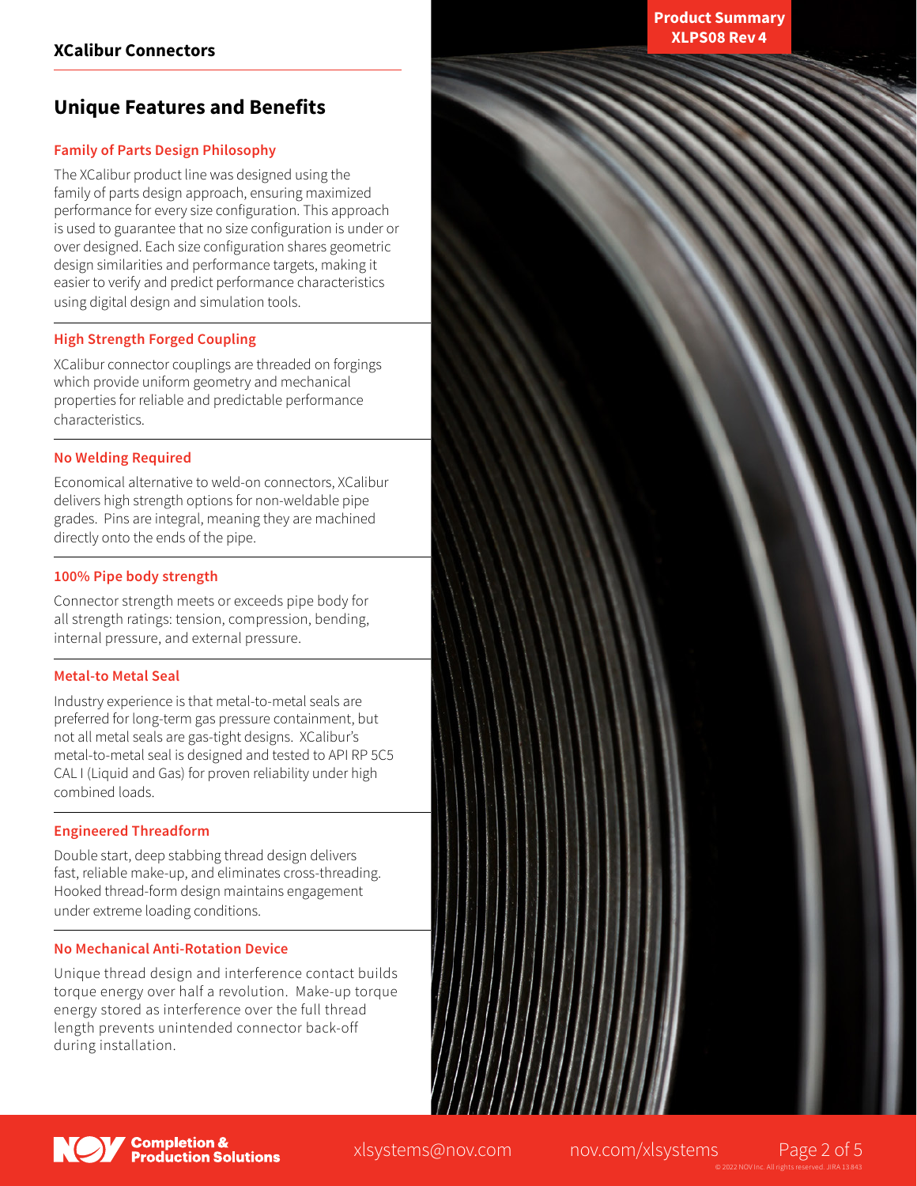## Unique Features and Benefits

### Family of Parts Design Philosophy

The XCalibur product line was designed using the family of parts design approach, ensuring maximized performance for every size configuration. This approach is used to guarantee that no size configuration is under or over designed. Each size configuration shares geometric design similarities and performance targets, making it easier to verify and predict performance characteristics using digital design and simulation tools.

### High Strength Forged Coupling

XCalibur connector couplings are threaded on forgings which provide uniform geometry and mechanical properties for reliable and predictable performance characteristics.

### No Welding Required

Economical alternative to weld-on connectors, XCalibur delivers high strength options for non-weldable pipe grades. Pins are integral, meaning they are machined directly onto the ends of the pipe.

### 100% Pipe body strength

Connector strength meets or exceeds pipe body for all strength ratings: tension, compression, bending, internal pressure, and external pressure.

### Metal-to Metal Seal

Industry experience is that metal-to-metal seals are preferred for long-term gas pressure containment, but not all metal seals are gas-tight designs. XCalibur's metal-to-metal seal is designed and tested to API RP 5C5 CAL I (Liquid and Gas) for proven reliability under high combined loads.

### Engineered Threadform

Double start, deep stabbing thread design delivers fast, reliable make-up, and eliminates cross-threading. Hooked thread-form design maintains engagement under extreme loading conditions.

### No Mechanical Anti-Rotation Device

Unique thread design and interference contact builds torque energy over half a revolution. Make-up torque energy stored as interference over the full thread length prevents unintended connector back-off during installation.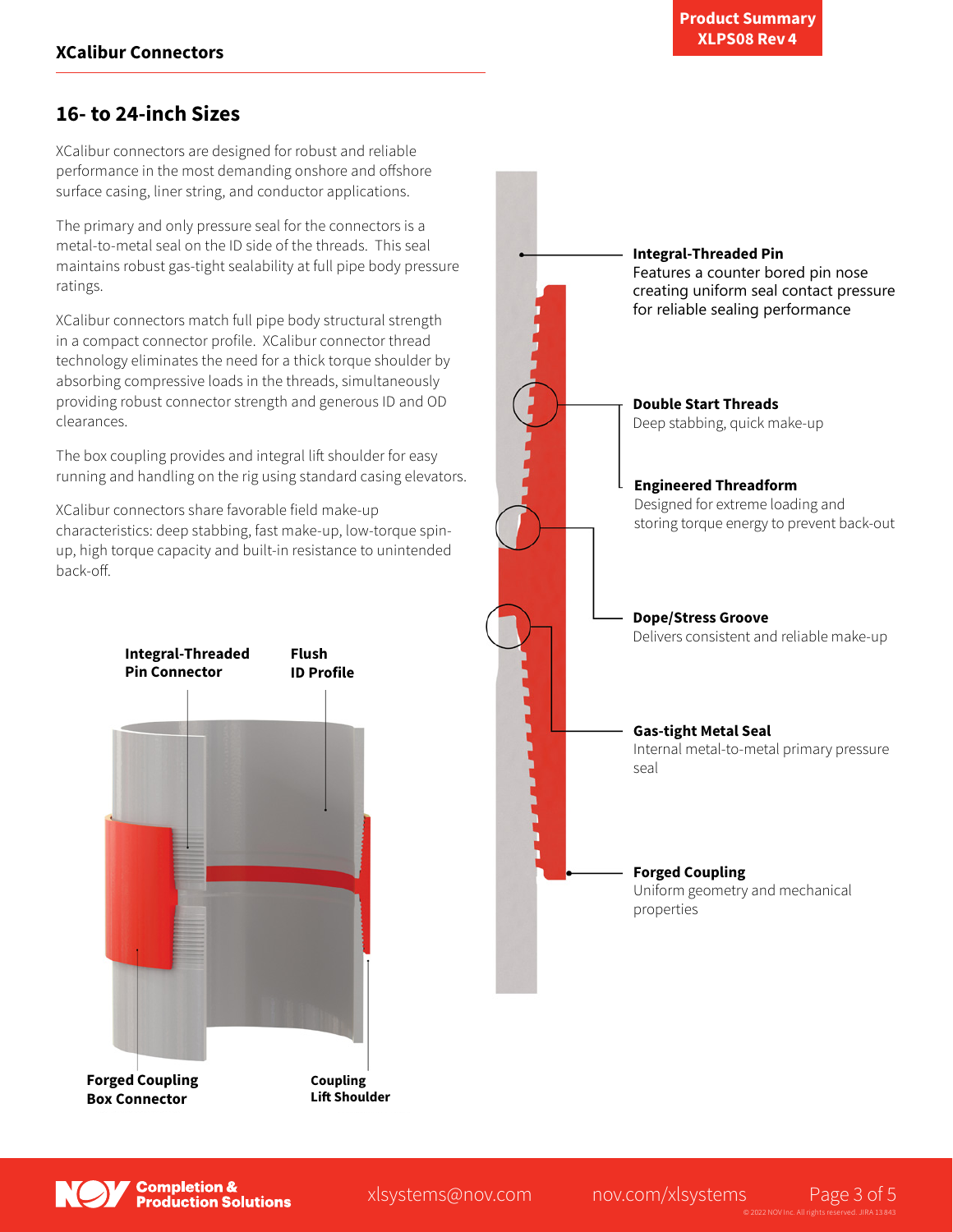## 16- to 24-inch Sizes

XCalibur connectors are designed for robust and reliable performance in the most demanding onshore and offshore surface casing, liner string, and conductor applications.

The primary and only pressure seal for the connectors is a metal-to-metal seal on the ID side of the threads. This seal maintains robust gas-tight sealability at full pipe body pressure ratings.

XCalibur connectors match full pipe body structural strength in a compact connector profile. XCalibur connector thread technology eliminates the need for a thick torque shoulder by absorbing compressive loads in the threads, simultaneously providing robust connector strength and generous ID and OD clearances.

The box coupling provides and integral lift shoulder for easy running and handling on the rig using standard casing elevators.

XCalibur connectors share favorable field make-up characteristics: deep stabbing, fast make-up, low-torque spin-up, high torque capacity and built-in resistance to unintended back-off.

**Integral-Threaded Pin Connector**

**Flush ID Profile**

**Forged Coupling Box Connector**

**Coupling Lift Shoulder**

**Integral-Threaded Pin**
Features a counter bored pin nose creating uniform seal contact pressure for reliable sealing performance

**Double Start Threads**
Deep stabbing, quick make-up

**Engineered Threadform**
Designed for extreme loading and storing torque energy to prevent back-out

**Dope/Stress Groove**
Delivers consistent and reliable make-up

**Gas-tight Metal Seal**
Internal metal-to-metal primary pressure seal

**Forged Coupling**
Uniform geometry and mechanical properties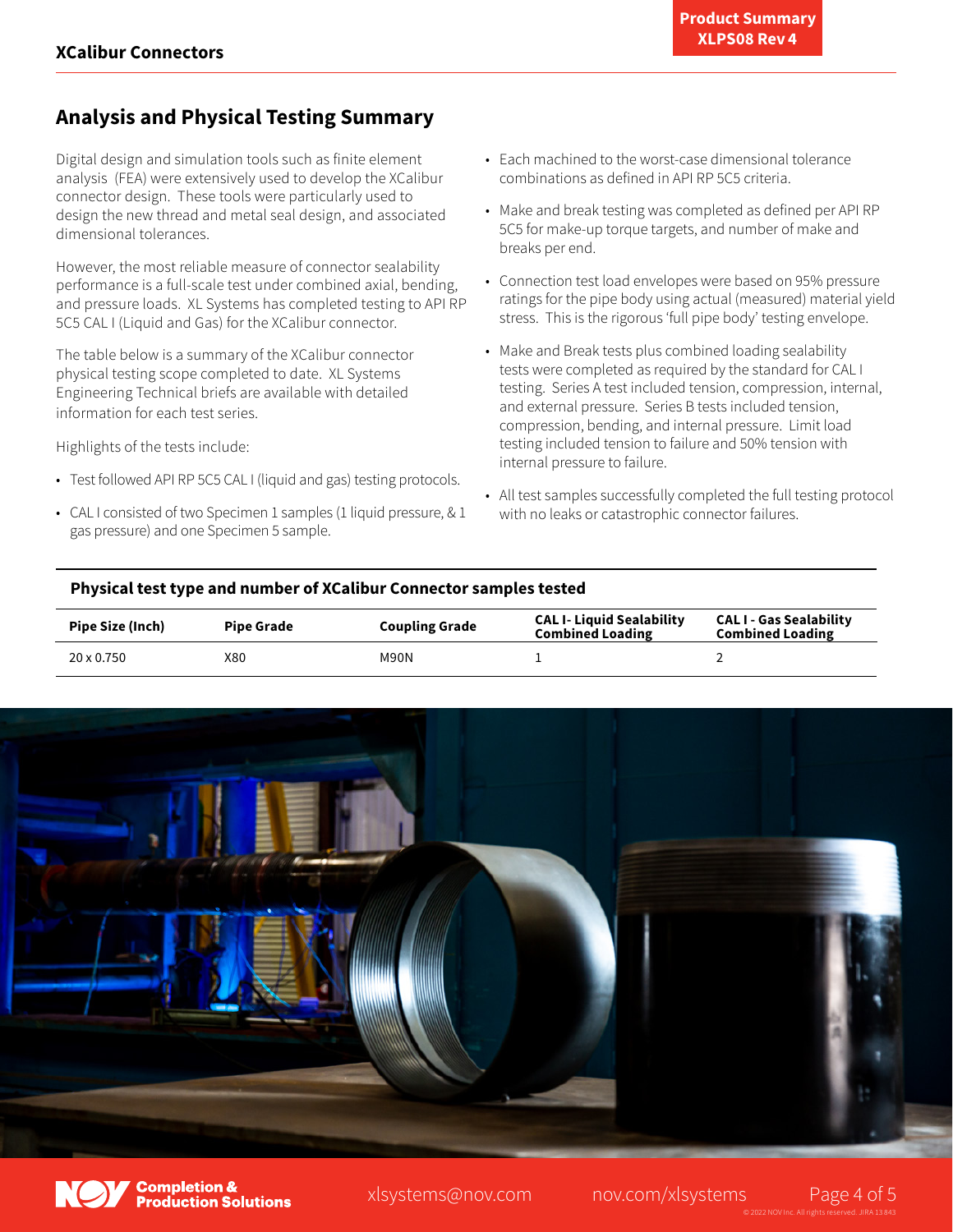## Analysis and Physical Testing Summary

Digital design and simulation tools such as finite element analysis (FEA) were extensively used to develop the XCalibur connector design. These tools were particularly used to design the new thread and metal seal design, and associated dimensional tolerances.

However, the most reliable measure of connector sealability performance is a full-scale test under combined axial, bending, and pressure loads. XL Systems has completed testing to API RP 5C5 CAL I (Liquid and Gas) for the XCalibur connector.

The table below is a summary of the XCalibur connector physical testing scope completed to date. XL Systems Engineering Technical briefs are available with detailed information for each test series.

Highlights of the tests include:

- Test followed API RP 5C5 CAL I (liquid and gas) testing protocols.
- CAL I consisted of two Specimen 1 samples (1 liquid pressure, & 1 gas pressure) and one Specimen 5 sample.
- Each machined to the worst-case dimensional tolerance combinations as defined in API RP 5C5 criteria.
- Make and break testing was completed as defined per API RP 5C5 for make-up torque targets, and number of make and breaks per end.
- Connection test load envelopes were based on 95% pressure ratings for the pipe body using actual (measured) material yield stress. This is the rigorous 'full pipe body' testing envelope.
- Make and Break tests plus combined loading sealability tests were completed as required by the standard for CAL I testing. Series A test included tension, compression, internal, and external pressure. Series B tests included tension, compression, bending, and internal pressure. Limit load testing included tension to failure and 50% tension with internal pressure to failure.
- All test samples successfully completed the full testing protocol with no leaks or catastrophic connector failures.

**Physical test type and number of XCalibur Connector samples tested**

| Pipe Size (Inch) | Pipe Grade | Coupling Grade | CAL I- Liquid Sealability Combined Loading | CAL I - Gas Sealability Combined Loading |
| --- | --- | --- | --- | --- |
| 20 x 0.750 | X80 | M90N | 1 | 2 |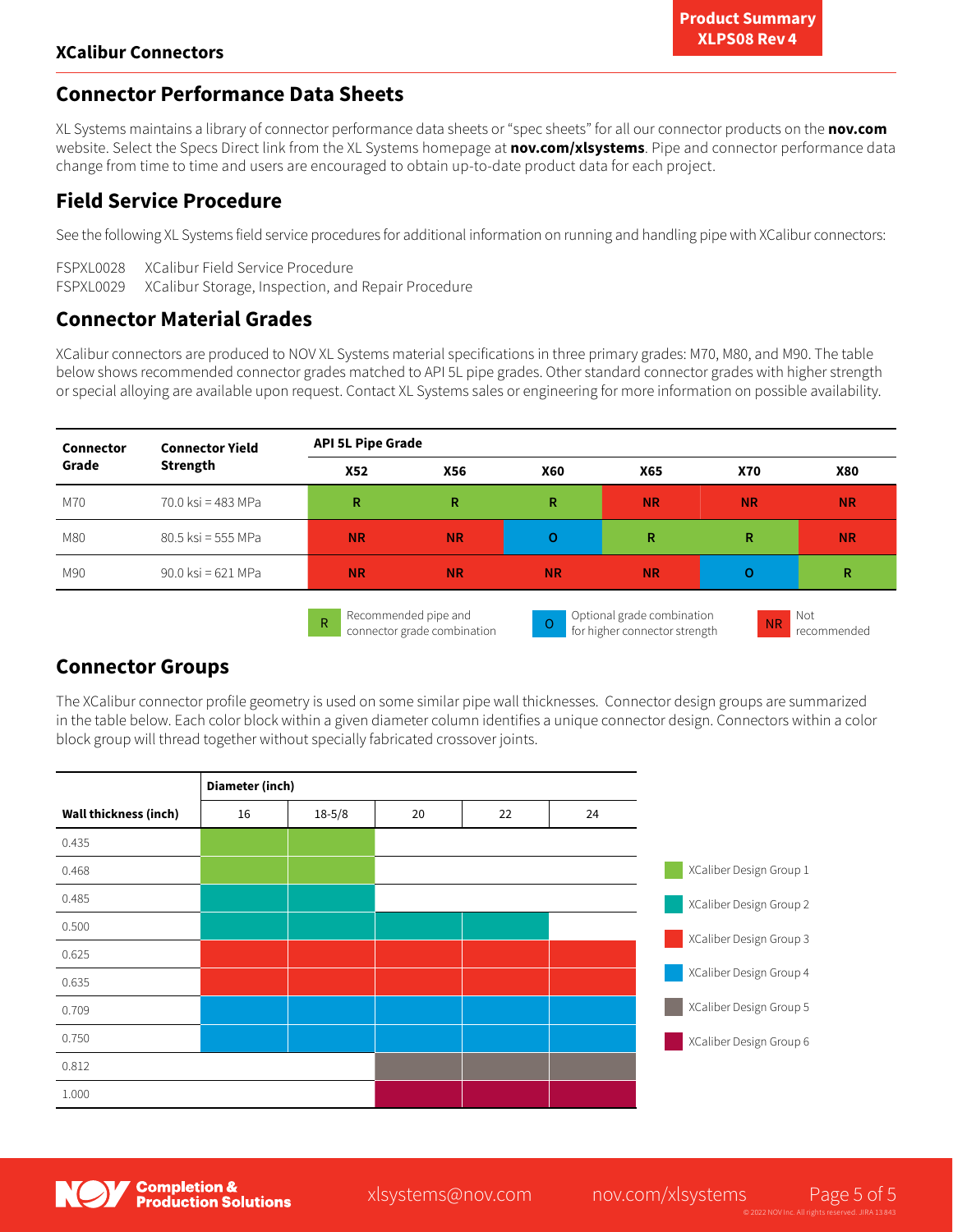## Connector Performance Data Sheets

XL Systems maintains a library of connector performance data sheets or "spec sheets" for all our connector products on the **nov.com** website. Select the Specs Direct link from the XL Systems homepage at **nov.com/xlsystems**. Pipe and connector performance data change from time to time and users are encouraged to obtain up-to-date product data for each project.

## Field Service Procedure

See the following XL Systems field service procedures for additional information on running and handling pipe with XCalibur connectors:

FSPXL0028 XCalibur Field Service Procedure
FSPXL0029 XCalibur Storage, Inspection, and Repair Procedure

## Connector Material Grades

XCalibur connectors are produced to NOV XL Systems material specifications in three primary grades: M70, M80, and M90. The table below shows recommended connector grades matched to API 5L pipe grades. Other standard connector grades with higher strength or special alloying are available upon request. Contact XL Systems sales or engineering for more information on possible availability.

| Connector Grade | Connector Yield Strength | API 5L Pipe Grade | | | | | |
|---|---|---|---|---|---|---|---|
| | | **X52** | **X56** | **X60** | **X65** | **X70** | **X80** |
| M70 | 70.0 ksi = 483 MPa | R | R | R | NR | NR | NR |
| M80 | 80.5 ksi = 555 MPa | NR | NR | O | R | R | NR |
| M90 | 90.0 ksi = 621 MPa | NR | NR | NR | NR | O | R |

R Recommended pipe and connector grade combination
O Optional grade combination for higher connector strength
NR Not recommended

## Connector Groups

The XCalibur connector profile geometry is used on some similar pipe wall thicknesses. Connector design groups are summarized in the table below. Each color block within a given diameter column identifies a unique connector design. Connectors within a color block group will thread together without specially fabricated crossover joints.

| | Diameter (inch) | | | | |
|---|---|---|---|---|---|
| **Wall thickness (inch)** | 16 | 18-5/8 | 20 | 22 | 24 |
| 0.435 | XCaliber Design Group 1 | XCaliber Design Group 1 | | | |
| 0.468 | XCaliber Design Group 1 | XCaliber Design Group 1 | | | |
| 0.485 | XCaliber Design Group 2 | XCaliber Design Group 2 | | | |
| 0.500 | XCaliber Design Group 2 | XCaliber Design Group 2 | XCaliber Design Group 2 | XCaliber Design Group 2 | |
| 0.625 | XCaliber Design Group 3 | XCaliber Design Group 3 | XCaliber Design Group 3 | XCaliber Design Group 3 | XCaliber Design Group 3 |
| 0.635 | XCaliber Design Group 3 | XCaliber Design Group 3 | XCaliber Design Group 3 | XCaliber Design Group 3 | XCaliber Design Group 3 |
| 0.709 | XCaliber Design Group 4 | XCaliber Design Group 4 | XCaliber Design Group 4 | XCaliber Design Group 4 | XCaliber Design Group 4 |
| 0.750 | XCaliber Design Group 4 | XCaliber Design Group 4 | XCaliber Design Group 4 | XCaliber Design Group 4 | XCaliber Design Group 4 |
| 0.812 | | | XCaliber Design Group 5 | XCaliber Design Group 5 | XCaliber Design Group 5 |
| 1.000 | | | XCaliber Design Group 6 | XCaliber Design Group 6 | XCaliber Design Group 6 |

XCaliber Design Group 1
XCaliber Design Group 2
XCaliber Design Group 3
XCaliber Design Group 4
XCaliber Design Group 5
XCaliber Design Group 6